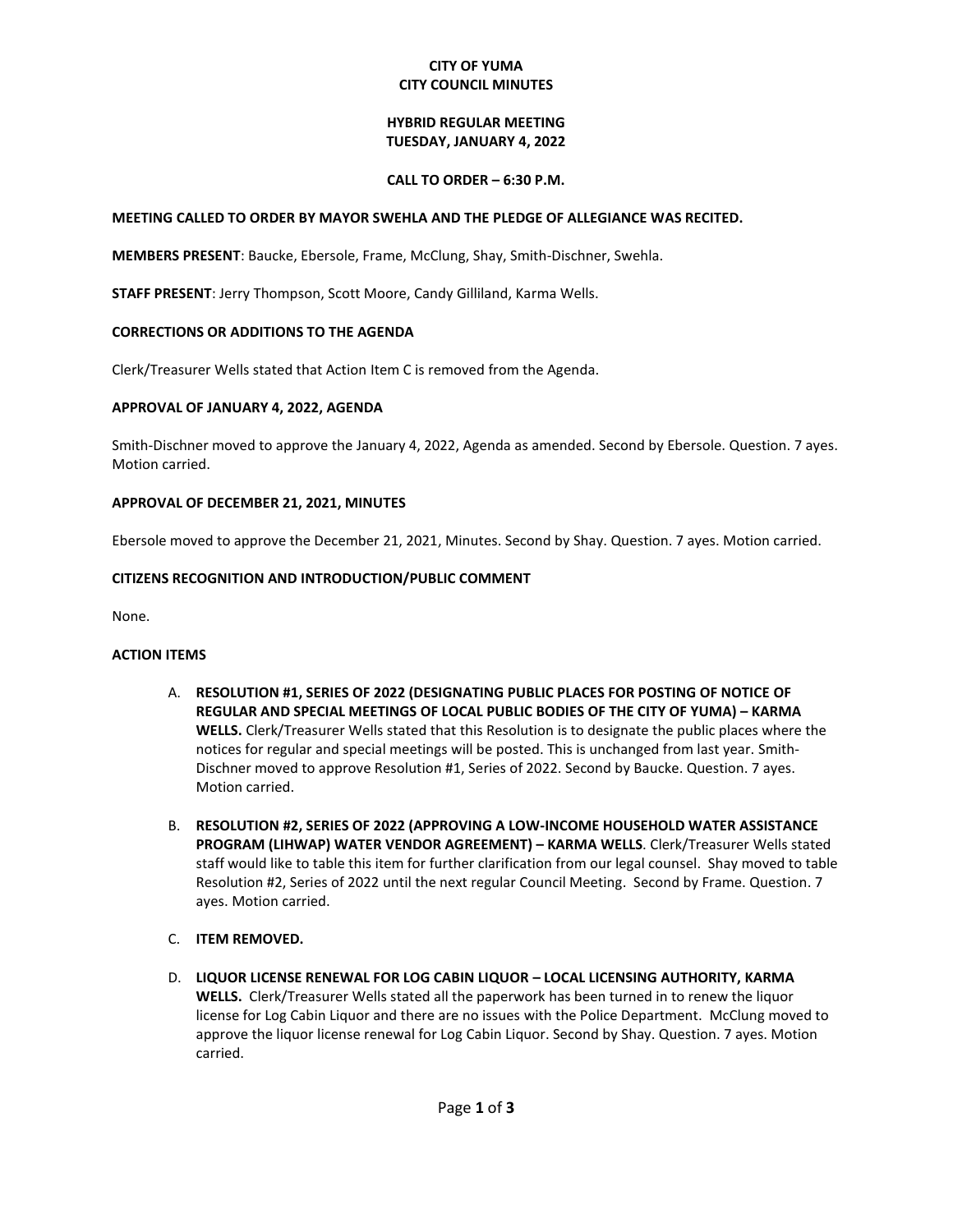# CITY OF YUMA
# CITY COUNCIL MINUTES

## HYBRID REGULAR MEETING
## TUESDAY, JANUARY 4, 2022

### CALL TO ORDER – 6:30 P.M.

**MEETING CALLED TO ORDER BY MAYOR SWEHLA AND THE PLEDGE OF ALLEGIANCE WAS RECITED.**

**MEMBERS PRESENT**: Baucke, Ebersole, Frame, McClung, Shay, Smith-Dischner, Swehla.

**STAFF PRESENT**: Jerry Thompson, Scott Moore, Candy Gilliland, Karma Wells.

**CORRECTIONS OR ADDITIONS TO THE AGENDA**

Clerk/Treasurer Wells stated that Action Item C is removed from the Agenda.

**APPROVAL OF JANUARY 4, 2022, AGENDA**

Smith-Dischner moved to approve the January 4, 2022, Agenda as amended. Second by Ebersole. Question. 7 ayes. Motion carried.

**APPROVAL OF DECEMBER 21, 2021, MINUTES**

Ebersole moved to approve the December 21, 2021, Minutes. Second by Shay. Question. 7 ayes. Motion carried.

**CITIZENS RECOGNITION AND INTRODUCTION/PUBLIC COMMENT**

None.

**ACTION ITEMS**

A. **RESOLUTION #1, SERIES OF 2022 (DESIGNATING PUBLIC PLACES FOR POSTING OF NOTICE OF REGULAR AND SPECIAL MEETINGS OF LOCAL PUBLIC BODIES OF THE CITY OF YUMA) – KARMA WELLS.** Clerk/Treasurer Wells stated that this Resolution is to designate the public places where the notices for regular and special meetings will be posted. This is unchanged from last year. Smith-Dischner moved to approve Resolution #1, Series of 2022. Second by Baucke. Question. 7 ayes. Motion carried.

B. **RESOLUTION #2, SERIES OF 2022 (APPROVING A LOW-INCOME HOUSEHOLD WATER ASSISTANCE PROGRAM (LIHWAP) WATER VENDOR AGREEMENT) – KARMA WELLS**. Clerk/Treasurer Wells stated staff would like to table this item for further clarification from our legal counsel. Shay moved to table Resolution #2, Series of 2022 until the next regular Council Meeting. Second by Frame. Question. 7 ayes. Motion carried.

C. **ITEM REMOVED.**

D. **LIQUOR LICENSE RENEWAL FOR LOG CABIN LIQUOR – LOCAL LICENSING AUTHORITY, KARMA WELLS.** Clerk/Treasurer Wells stated all the paperwork has been turned in to renew the liquor license for Log Cabin Liquor and there are no issues with the Police Department. McClung moved to approve the liquor license renewal for Log Cabin Liquor. Second by Shay. Question. 7 ayes. Motion carried.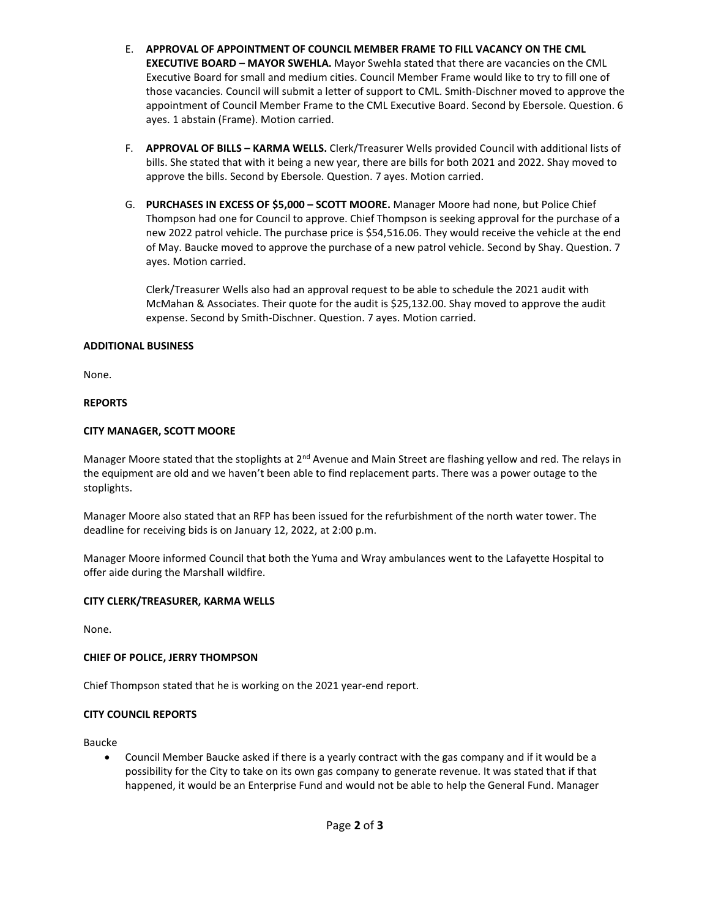E. **APPROVAL OF APPOINTMENT OF COUNCIL MEMBER FRAME TO FILL VACANCY ON THE CML EXECUTIVE BOARD – MAYOR SWEHLA.** Mayor Swehla stated that there are vacancies on the CML Executive Board for small and medium cities. Council Member Frame would like to try to fill one of those vacancies. Council will submit a letter of support to CML. Smith-Dischner moved to approve the appointment of Council Member Frame to the CML Executive Board. Second by Ebersole. Question. 6 ayes. 1 abstain (Frame). Motion carried.

F. **APPROVAL OF BILLS – KARMA WELLS.** Clerk/Treasurer Wells provided Council with additional lists of bills. She stated that with it being a new year, there are bills for both 2021 and 2022. Shay moved to approve the bills. Second by Ebersole. Question. 7 ayes. Motion carried.

G. **PURCHASES IN EXCESS OF $5,000 – SCOTT MOORE.** Manager Moore had none, but Police Chief Thompson had one for Council to approve. Chief Thompson is seeking approval for the purchase of a new 2022 patrol vehicle. The purchase price is $54,516.06. They would receive the vehicle at the end of May. Baucke moved to approve the purchase of a new patrol vehicle. Second by Shay. Question. 7 ayes. Motion carried.

   Clerk/Treasurer Wells also had an approval request to be able to schedule the 2021 audit with McMahan & Associates. Their quote for the audit is $25,132.00. Shay moved to approve the audit expense. Second by Smith-Dischner. Question. 7 ayes. Motion carried.

**ADDITIONAL BUSINESS**

None.

**REPORTS**

**CITY MANAGER, SCOTT MOORE**

Manager Moore stated that the stoplights at 2nd Avenue and Main Street are flashing yellow and red. The relays in the equipment are old and we haven't been able to find replacement parts. There was a power outage to the stoplights.

Manager Moore also stated that an RFP has been issued for the refurbishment of the north water tower. The deadline for receiving bids is on January 12, 2022, at 2:00 p.m.

Manager Moore informed Council that both the Yuma and Wray ambulances went to the Lafayette Hospital to offer aide during the Marshall wildfire.

**CITY CLERK/TREASURER, KARMA WELLS**

None.

**CHIEF OF POLICE, JERRY THOMPSON**

Chief Thompson stated that he is working on the 2021 year-end report.

**CITY COUNCIL REPORTS**

Baucke

- Council Member Baucke asked if there is a yearly contract with the gas company and if it would be a possibility for the City to take on its own gas company to generate revenue. It was stated that if that happened, it would be an Enterprise Fund and would not be able to help the General Fund. Manager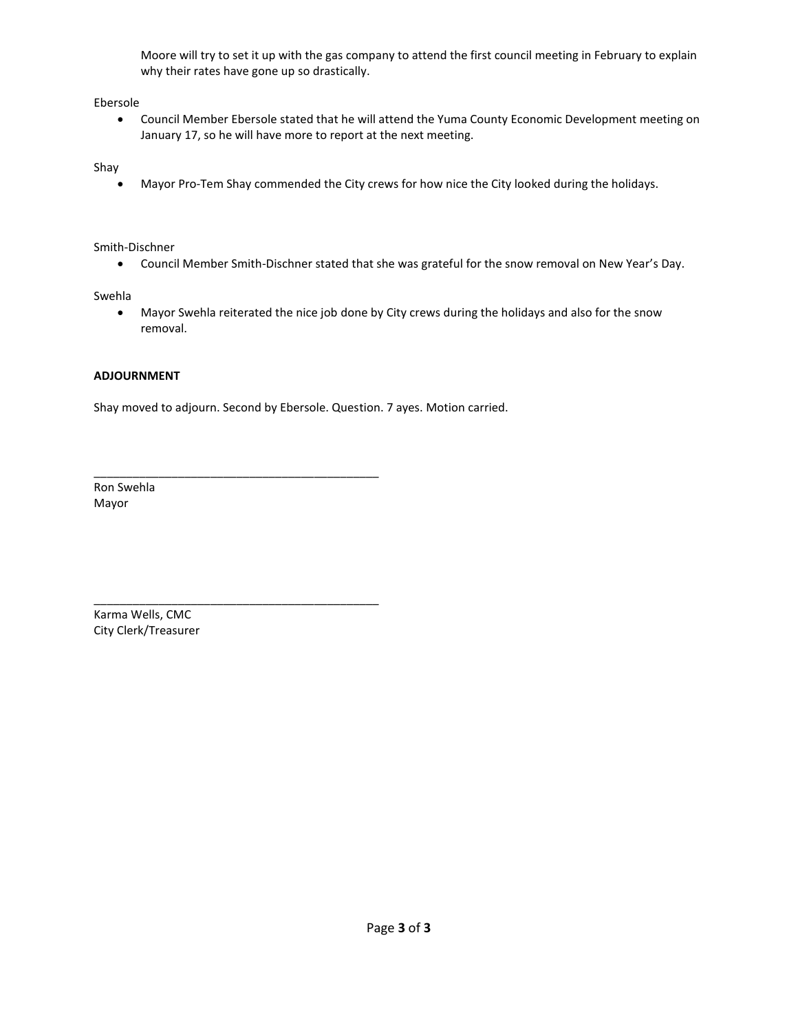Moore will try to set it up with the gas company to attend the first council meeting in February to explain why their rates have gone up so drastically.

Ebersole

- Council Member Ebersole stated that he will attend the Yuma County Economic Development meeting on January 17, so he will have more to report at the next meeting.

Shay

- Mayor Pro-Tem Shay commended the City crews for how nice the City looked during the holidays.

Smith-Dischner

- Council Member Smith-Dischner stated that she was grateful for the snow removal on New Year's Day.

Swehla

- Mayor Swehla reiterated the nice job done by City crews during the holidays and also for the snow removal.

**ADJOURNMENT**

Shay moved to adjourn. Second by Ebersole. Question. 7 ayes. Motion carried.

\_\_\_\_\_\_\_\_\_\_\_\_\_\_\_\_\_\_\_\_\_\_\_\_\_\_\_\_\_\_\_\_\_\_\_\_\_\_\_\_\_\_\_\_
Ron Swehla
Mayor

\_\_\_\_\_\_\_\_\_\_\_\_\_\_\_\_\_\_\_\_\_\_\_\_\_\_\_\_\_\_\_\_\_\_\_\_\_\_\_\_\_\_\_\_
Karma Wells, CMC
City Clerk/Treasurer